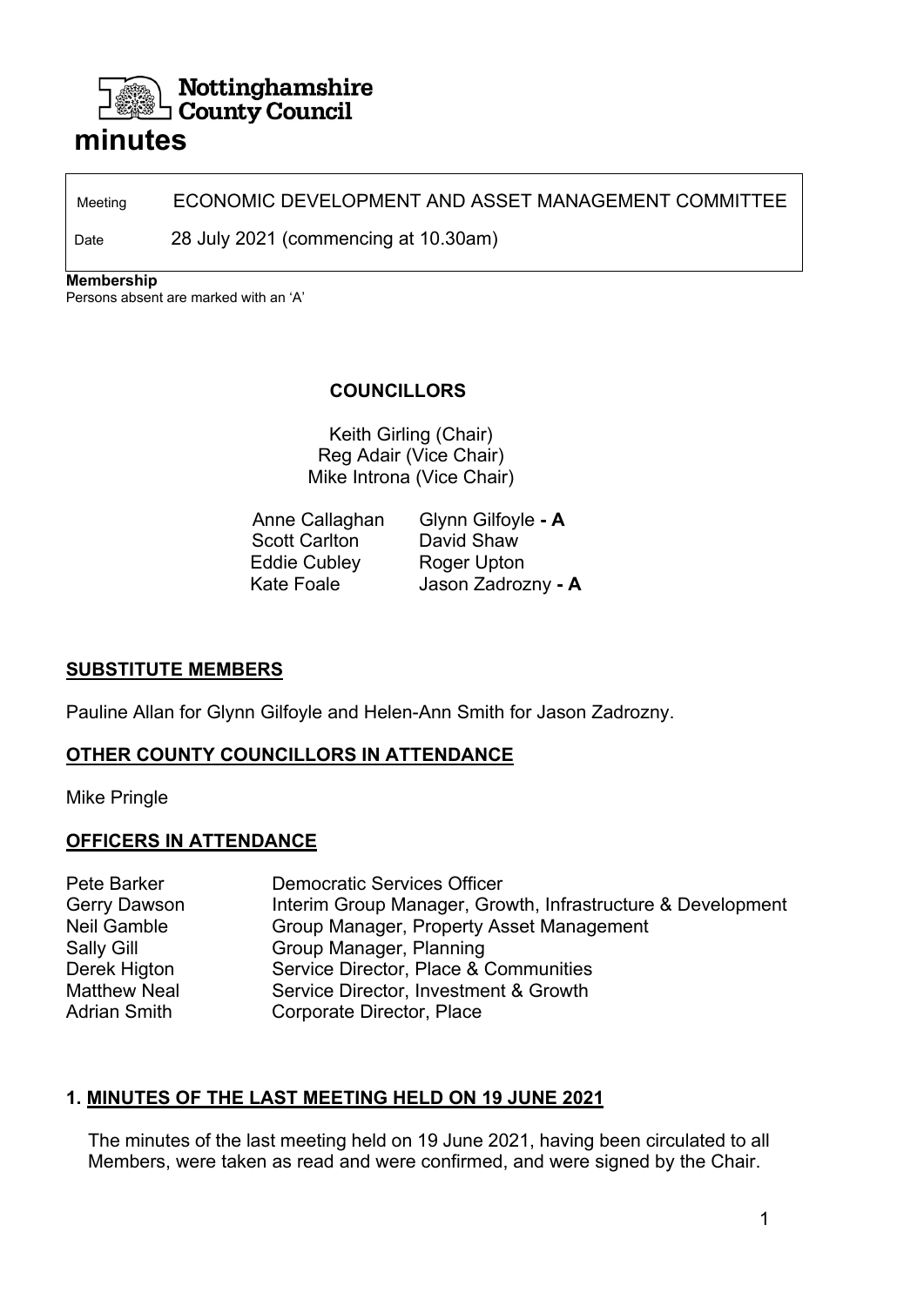Nottinghamshire County Council

# minutes

| | |
|---|---|
| Meeting | ECONOMIC DEVELOPMENT AND ASSET MANAGEMENT COMMITTEE |
| Date | 28 July 2021 (commencing at 10.30am) |

**Membership**
Persons absent are marked with an 'A'

**COUNCILLORS**

Keith Girling (Chair)
Reg Adair (Vice Chair)
Mike Introna (Vice Chair)

| | |
|---|---|
| Anne Callaghan | Glynn Gilfoyle **- A** |
| Scott Carlton | David Shaw |
| Eddie Cubley | Roger Upton |
| Kate Foale | Jason Zadrozny **- A** |

## SUBSTITUTE MEMBERS

Pauline Allan for Glynn Gilfoyle and Helen-Ann Smith for Jason Zadrozny.

## OTHER COUNTY COUNCILLORS IN ATTENDANCE

Mike Pringle

## OFFICERS IN ATTENDANCE

| | |
|---|---|
| Pete Barker | Democratic Services Officer |
| Gerry Dawson | Interim Group Manager, Growth, Infrastructure & Development |
| Neil Gamble | Group Manager, Property Asset Management |
| Sally Gill | Group Manager, Planning |
| Derek Higton | Service Director, Place & Communities |
| Matthew Neal | Service Director, Investment & Growth |
| Adrian Smith | Corporate Director, Place |

## 1. MINUTES OF THE LAST MEETING HELD ON 19 JUNE 2021

The minutes of the last meeting held on 19 June 2021, having been circulated to all Members, were taken as read and were confirmed, and were signed by the Chair.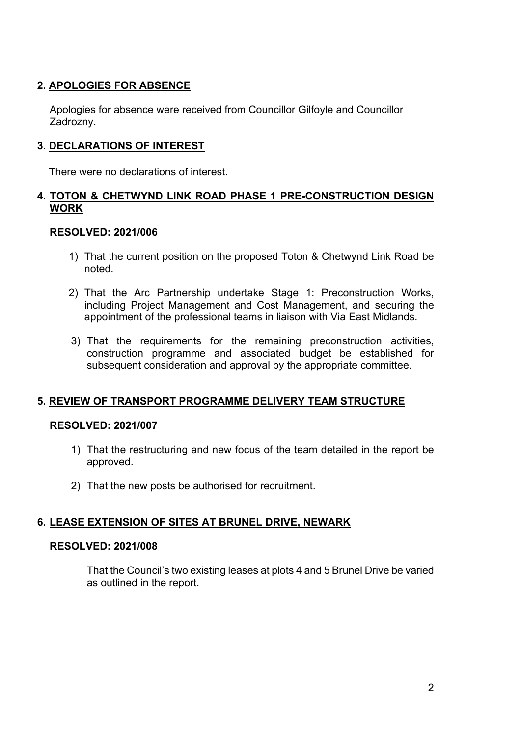## 2. APOLOGIES FOR ABSENCE

Apologies for absence were received from Councillor Gilfoyle and Councillor Zadrozny.

## 3. DECLARATIONS OF INTEREST

There were no declarations of interest.

## 4. TOTON & CHETWYND LINK ROAD PHASE 1 PRE-CONSTRUCTION DESIGN WORK

**RESOLVED: 2021/006**

1) That the current position on the proposed Toton & Chetwynd Link Road be noted.

2) That the Arc Partnership undertake Stage 1: Preconstruction Works, including Project Management and Cost Management, and securing the appointment of the professional teams in liaison with Via East Midlands.

3) That the requirements for the remaining preconstruction activities, construction programme and associated budget be established for subsequent consideration and approval by the appropriate committee.

## 5. REVIEW OF TRANSPORT PROGRAMME DELIVERY TEAM STRUCTURE

**RESOLVED: 2021/007**

1) That the restructuring and new focus of the team detailed in the report be approved.

2) That the new posts be authorised for recruitment.

## 6. LEASE EXTENSION OF SITES AT BRUNEL DRIVE, NEWARK

**RESOLVED: 2021/008**

That the Council's two existing leases at plots 4 and 5 Brunel Drive be varied as outlined in the report.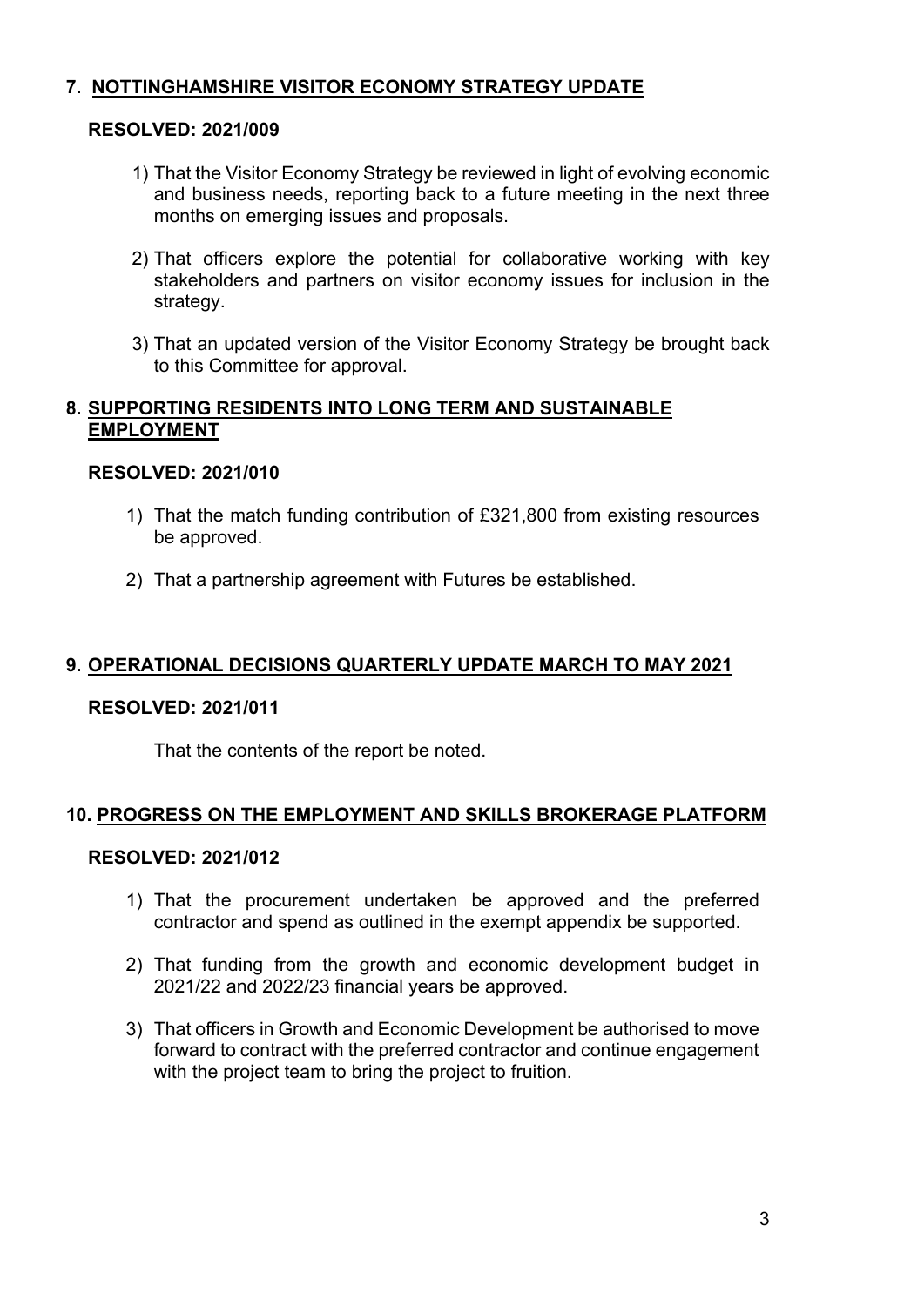## 7. NOTTINGHAMSHIRE VISITOR ECONOMY STRATEGY UPDATE

**RESOLVED: 2021/009**

1) That the Visitor Economy Strategy be reviewed in light of evolving economic and business needs, reporting back to a future meeting in the next three months on emerging issues and proposals.

2) That officers explore the potential for collaborative working with key stakeholders and partners on visitor economy issues for inclusion in the strategy.

3) That an updated version of the Visitor Economy Strategy be brought back to this Committee for approval.

## 8. SUPPORTING RESIDENTS INTO LONG TERM AND SUSTAINABLE EMPLOYMENT

**RESOLVED: 2021/010**

1) That the match funding contribution of £321,800 from existing resources be approved.

2) That a partnership agreement with Futures be established.

## 9. OPERATIONAL DECISIONS QUARTERLY UPDATE MARCH TO MAY 2021

**RESOLVED: 2021/011**

That the contents of the report be noted.

## 10. PROGRESS ON THE EMPLOYMENT AND SKILLS BROKERAGE PLATFORM

**RESOLVED: 2021/012**

1) That the procurement undertaken be approved and the preferred contractor and spend as outlined in the exempt appendix be supported.

2) That funding from the growth and economic development budget in 2021/22 and 2022/23 financial years be approved.

3) That officers in Growth and Economic Development be authorised to move forward to contract with the preferred contractor and continue engagement with the project team to bring the project to fruition.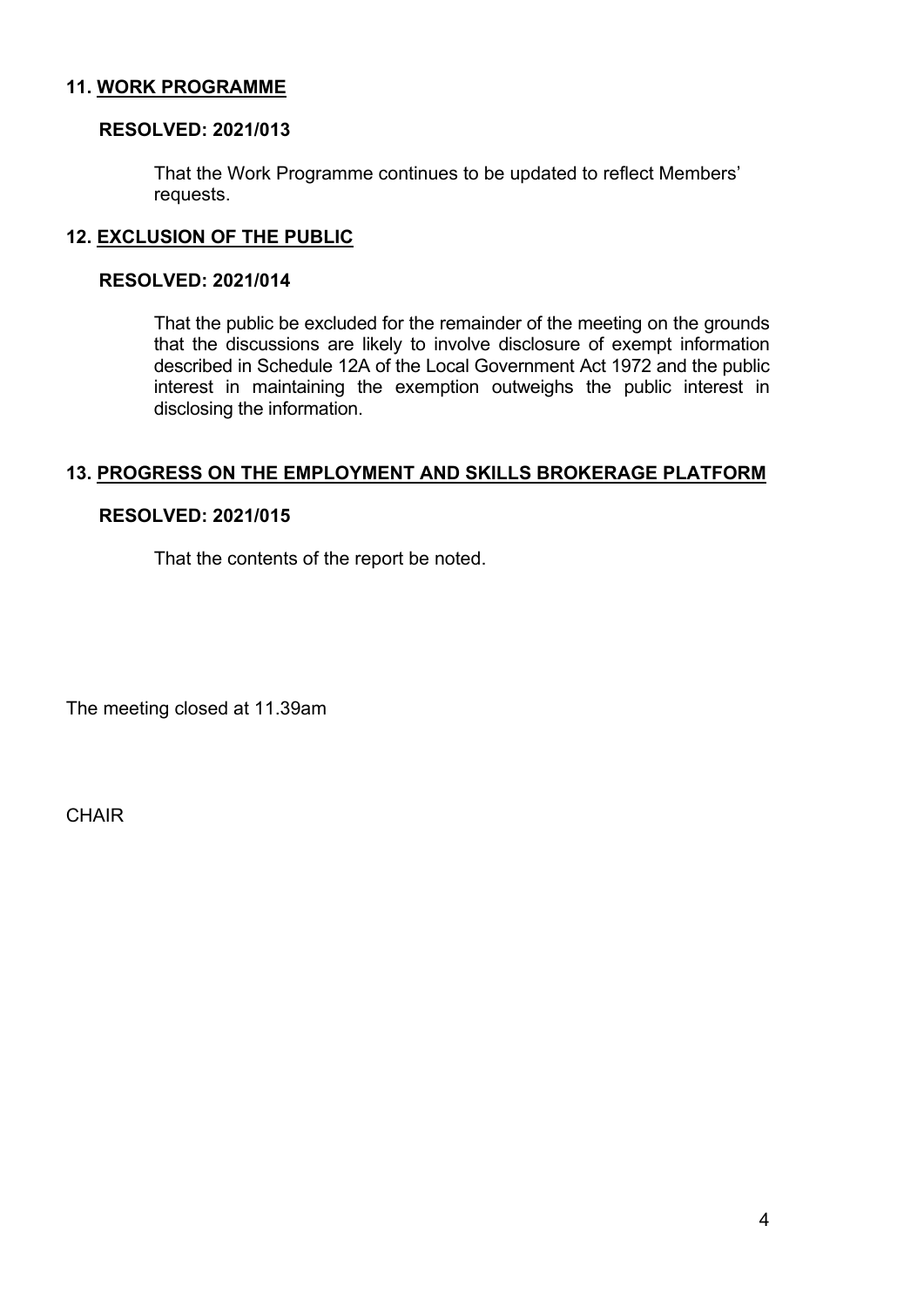## 11. WORK PROGRAMME

**RESOLVED: 2021/013**

That the Work Programme continues to be updated to reflect Members' requests.

## 12. EXCLUSION OF THE PUBLIC

**RESOLVED: 2021/014**

That the public be excluded for the remainder of the meeting on the grounds that the discussions are likely to involve disclosure of exempt information described in Schedule 12A of the Local Government Act 1972 and the public interest in maintaining the exemption outweighs the public interest in disclosing the information.

## 13. PROGRESS ON THE EMPLOYMENT AND SKILLS BROKERAGE PLATFORM

**RESOLVED: 2021/015**

That the contents of the report be noted.

The meeting closed at 11.39am

CHAIR